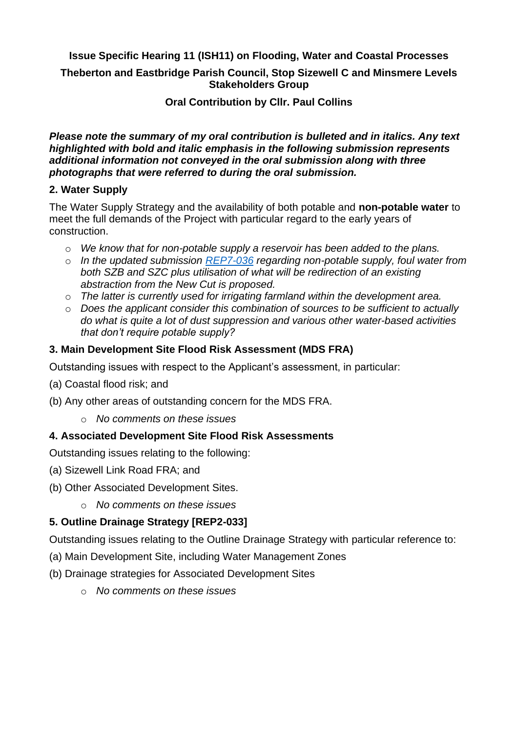**Issue Specific Hearing 11 (ISH11) on Flooding, Water and Coastal Processes**

**Theberton and Eastbridge Parish Council, Stop Sizewell C and Minsmere Levels Stakeholders Group**

**Oral Contribution by Cllr. Paul Collins**

***Please note the summary of my oral contribution is bulleted and in italics. Any text highlighted with bold and italic emphasis in the following submission represents additional information not conveyed in the oral submission along with three photographs that were referred to during the oral submission.***

## 2. Water Supply

The Water Supply Strategy and the availability of both potable and **non-potable water** to meet the full demands of the Project with particular regard to the early years of construction.

- *We know that for non-potable supply a reservoir has been added to the plans.*
- *In the updated submission [REP7-036] regarding non-potable supply, foul water from both SZB and SZC plus utilisation of what will be redirection of an existing abstraction from the New Cut is proposed.*
- *The latter is currently used for irrigating farmland within the development area.*
- *Does the applicant consider this combination of sources to be sufficient to actually do what is quite a lot of dust suppression and various other water-based activities that don't require potable supply?*

## 3. Main Development Site Flood Risk Assessment (MDS FRA)

Outstanding issues with respect to the Applicant's assessment, in particular:

(a) Coastal flood risk; and

(b) Any other areas of outstanding concern for the MDS FRA.

- *No comments on these issues*

## 4. Associated Development Site Flood Risk Assessments

Outstanding issues relating to the following:

(a) Sizewell Link Road FRA; and

(b) Other Associated Development Sites.

- *No comments on these issues*

## 5. Outline Drainage Strategy [REP2-033]

Outstanding issues relating to the Outline Drainage Strategy with particular reference to:

(a) Main Development Site, including Water Management Zones

(b) Drainage strategies for Associated Development Sites

- *No comments on these issues*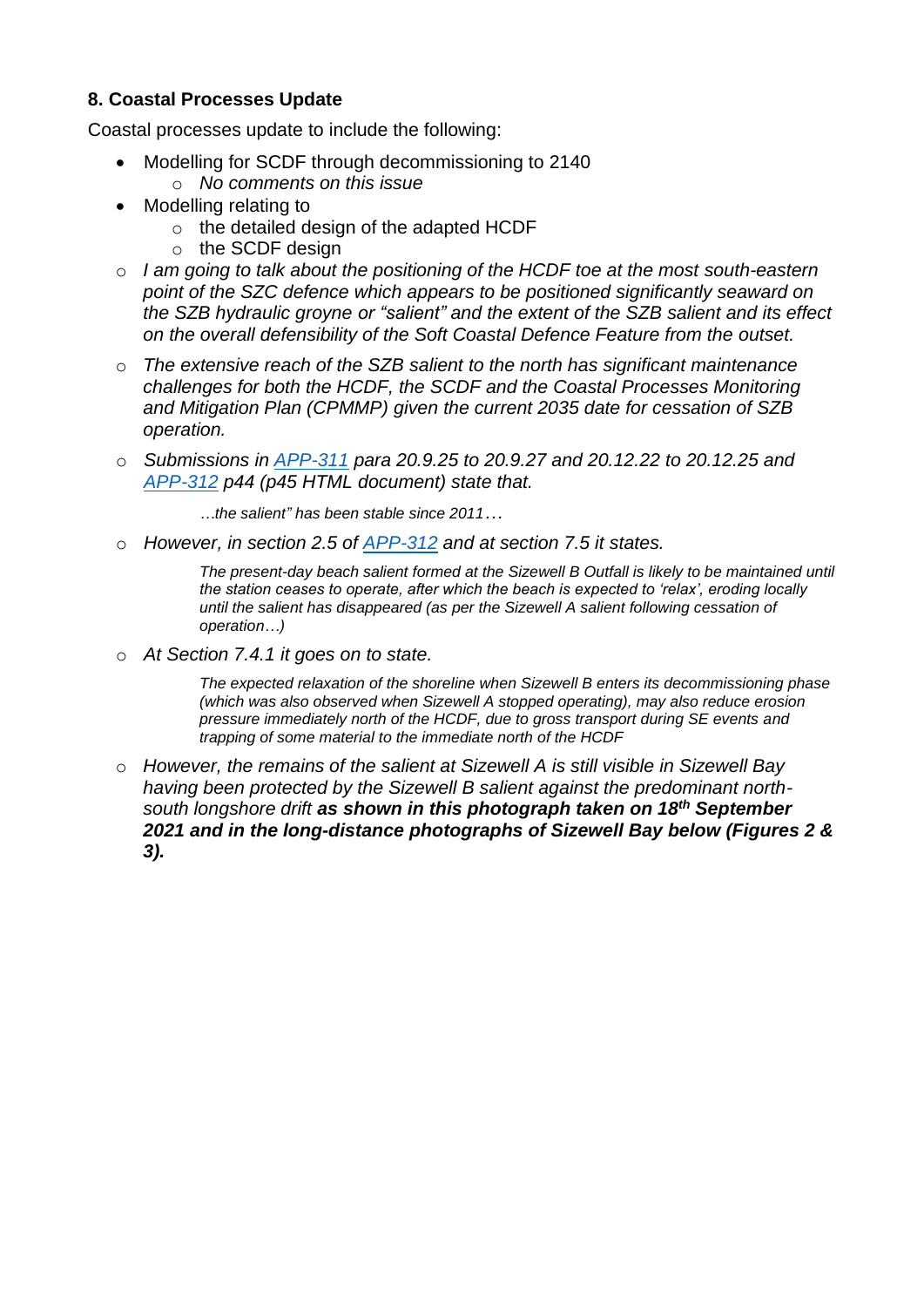### 8. Coastal Processes Update

Coastal processes update to include the following:

- Modelling for SCDF through decommissioning to 2140
  - *No comments on this issue*
- Modelling relating to
  - the detailed design of the adapted HCDF
  - the SCDF design
- *I am going to talk about the positioning of the HCDF toe at the most south-eastern point of the SZC defence which appears to be positioned significantly seaward on the SZB hydraulic groyne or "salient" and the extent of the SZB salient and its effect on the overall defensibility of the Soft Coastal Defence Feature from the outset.*
- *The extensive reach of the SZB salient to the north has significant maintenance challenges for both the HCDF, the SCDF and the Coastal Processes Monitoring and Mitigation Plan (CPMMP) given the current 2035 date for cessation of SZB operation.*
- *Submissions in APP-311 para 20.9.25 to 20.9.27 and 20.12.22 to 20.12.25 and APP-312 p44 (p45 HTML document) state that.*

  > *…the salient" has been stable since 2011…*

- *However, in section 2.5 of APP-312 and at section 7.5 it states.*

  > *The present-day beach salient formed at the Sizewell B Outfall is likely to be maintained until the station ceases to operate, after which the beach is expected to 'relax', eroding locally until the salient has disappeared (as per the Sizewell A salient following cessation of operation…)*

- *At Section 7.4.1 it goes on to state.*

  > *The expected relaxation of the shoreline when Sizewell B enters its decommissioning phase (which was also observed when Sizewell A stopped operating), may also reduce erosion pressure immediately north of the HCDF, due to gross transport during SE events and trapping of some material to the immediate north of the HCDF*

- *However, the remains of the salient at Sizewell A is still visible in Sizewell Bay having been protected by the Sizewell B salient against the predominant north-south longshore drift* ***as shown in this photograph taken on 18th September 2021 and in the long-distance photographs of Sizewell Bay below (Figures 2 & 3).***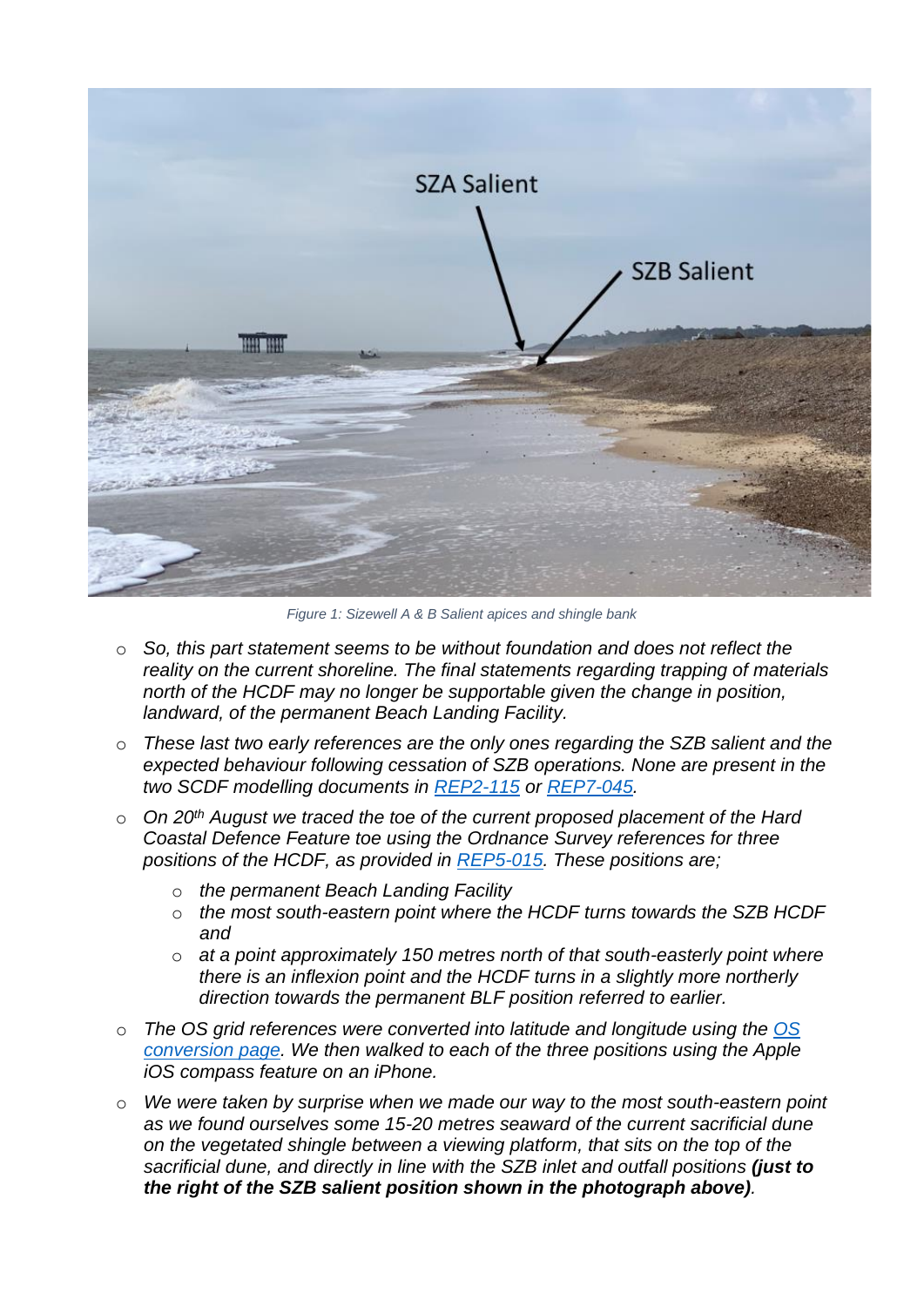Figure 1: Sizewell A & B Salient apices and shingle bank

- *So, this part statement seems to be without foundation and does not reflect the reality on the current shoreline. The final statements regarding trapping of materials north of the HCDF may no longer be supportable given the change in position, landward, of the permanent Beach Landing Facility.*
- *These last two early references are the only ones regarding the SZB salient and the expected behaviour following cessation of SZB operations. None are present in the two SCDF modelling documents in [REP2-115](#) or [REP7-045](#).*
- *On 20th August we traced the toe of the current proposed placement of the Hard Coastal Defence Feature toe using the Ordnance Survey references for three positions of the HCDF, as provided in [REP5-015](#). These positions are;*
  - *the permanent Beach Landing Facility*
  - *the most south-eastern point where the HCDF turns towards the SZB HCDF and*
  - *at a point approximately 150 metres north of that south-easterly point where there is an inflexion point and the HCDF turns in a slightly more northerly direction towards the permanent BLF position referred to earlier.*
- *The OS grid references were converted into latitude and longitude using the [OS conversion page](#). We then walked to each of the three positions using the Apple iOS compass feature on an iPhone.*
- *We were taken by surprise when we made our way to the most south-eastern point as we found ourselves some 15-20 metres seaward of the current sacrificial dune on the vegetated shingle between a viewing platform, that sits on the top of the sacrificial dune, and directly in line with the SZB inlet and outfall positions* ***(just to the right of the SZB salient position shown in the photograph above)****.*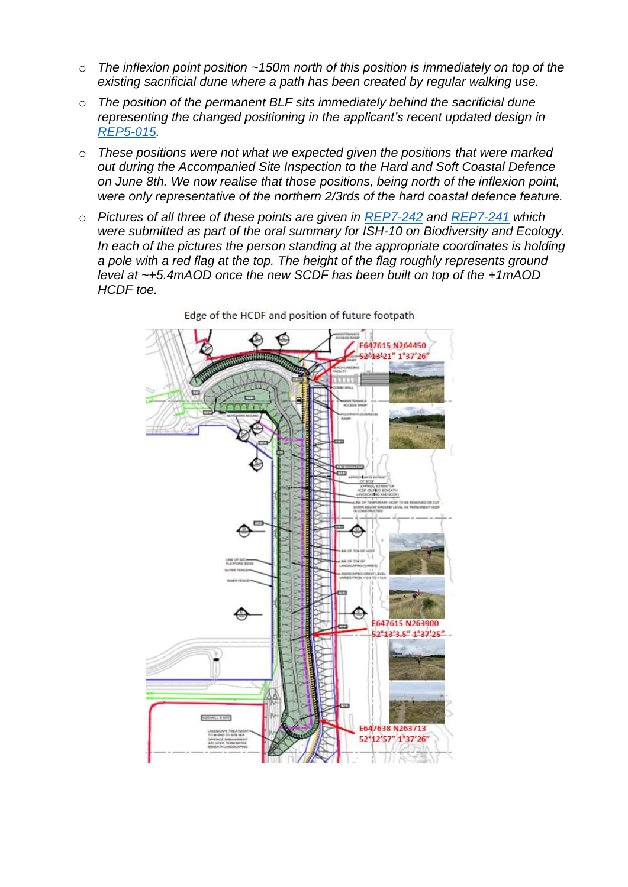- *The inflexion point position ~150m north of this position is immediately on top of the existing sacrificial dune where a path has been created by regular walking use.*
- *The position of the permanent BLF sits immediately behind the sacrificial dune representing the changed positioning in the applicant's recent updated design in [REP5-015](REP5-015).*
- *These positions were not what we expected given the positions that were marked out during the Accompanied Site Inspection to the Hard and Soft Coastal Defence on June 8th. We now realise that those positions, being north of the inflexion point, were only representative of the northern 2/3rds of the hard coastal defence feature.*
- *Pictures of all three of these points are given in [REP7-242](REP7-242) and [REP7-241](REP7-241) which were submitted as part of the oral summary for ISH-10 on Biodiversity and Ecology. In each of the pictures the person standing at the appropriate coordinates is holding a pole with a red flag at the top. The height of the flag roughly represents ground level at ~+5.4mAOD once the new SCDF has been built on top of the +1mAOD HCDF toe.*

Edge of the HCDF and position of future footpath

E647615 N264450
52°13'21" 1°37'26"

E647615 N263900
52°13'3.5" 1°37'25"

E647638 N263713
52°12'57" 1°37'26"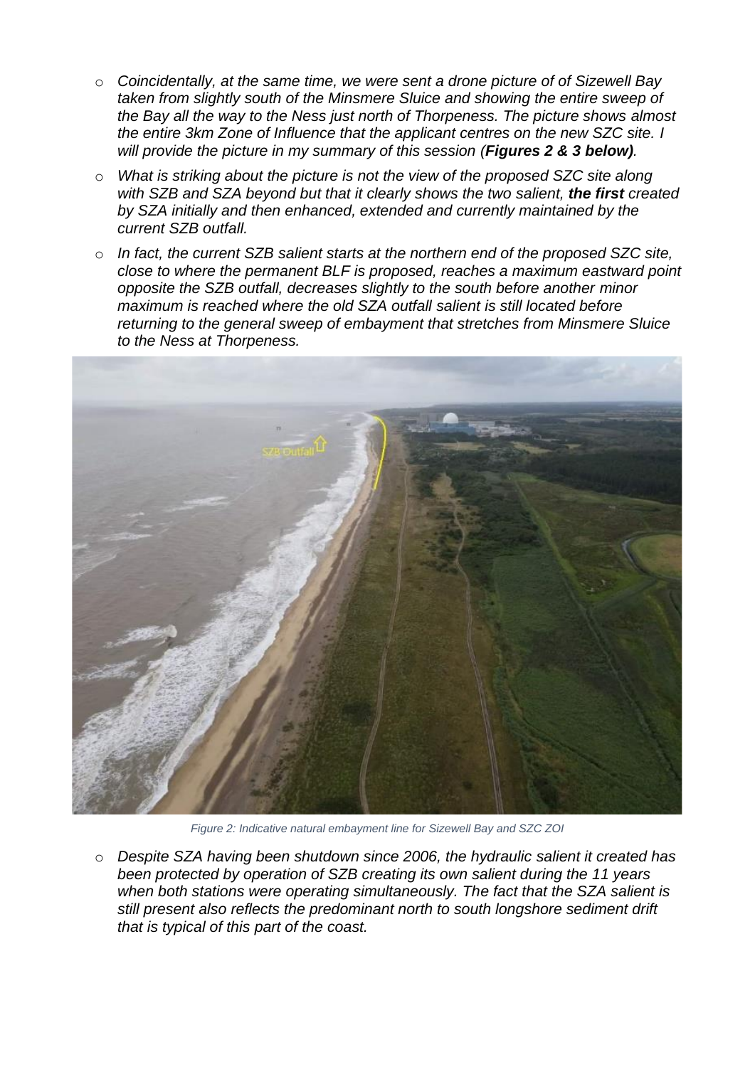- *Coincidentally, at the same time, we were sent a drone picture of of Sizewell Bay taken from slightly south of the Minsmere Sluice and showing the entire sweep of the Bay all the way to the Ness just north of Thorpeness. The picture shows almost the entire 3km Zone of Influence that the applicant centres on the new SZC site. I will provide the picture in my summary of this session (**Figures 2 & 3 below**).*
- *What is striking about the picture is not the view of the proposed SZC site along with SZB and SZA beyond but that it clearly shows the two salient, **the first** created by SZA initially and then enhanced, extended and currently maintained by the current SZB outfall.*
- *In fact, the current SZB salient starts at the northern end of the proposed SZC site, close to where the permanent BLF is proposed, reaches a maximum eastward point opposite the SZB outfall, decreases slightly to the south before another minor maximum is reached where the old SZA outfall salient is still located before returning to the general sweep of embayment that stretches from Minsmere Sluice to the Ness at Thorpeness.*

*Figure 2: Indicative natural embayment line for Sizewell Bay and SZC ZOI*

- *Despite SZA having been shutdown since 2006, the hydraulic salient it created has been protected by operation of SZB creating its own salient during the 11 years when both stations were operating simultaneously. The fact that the SZA salient is still present also reflects the predominant north to south longshore sediment drift that is typical of this part of the coast.*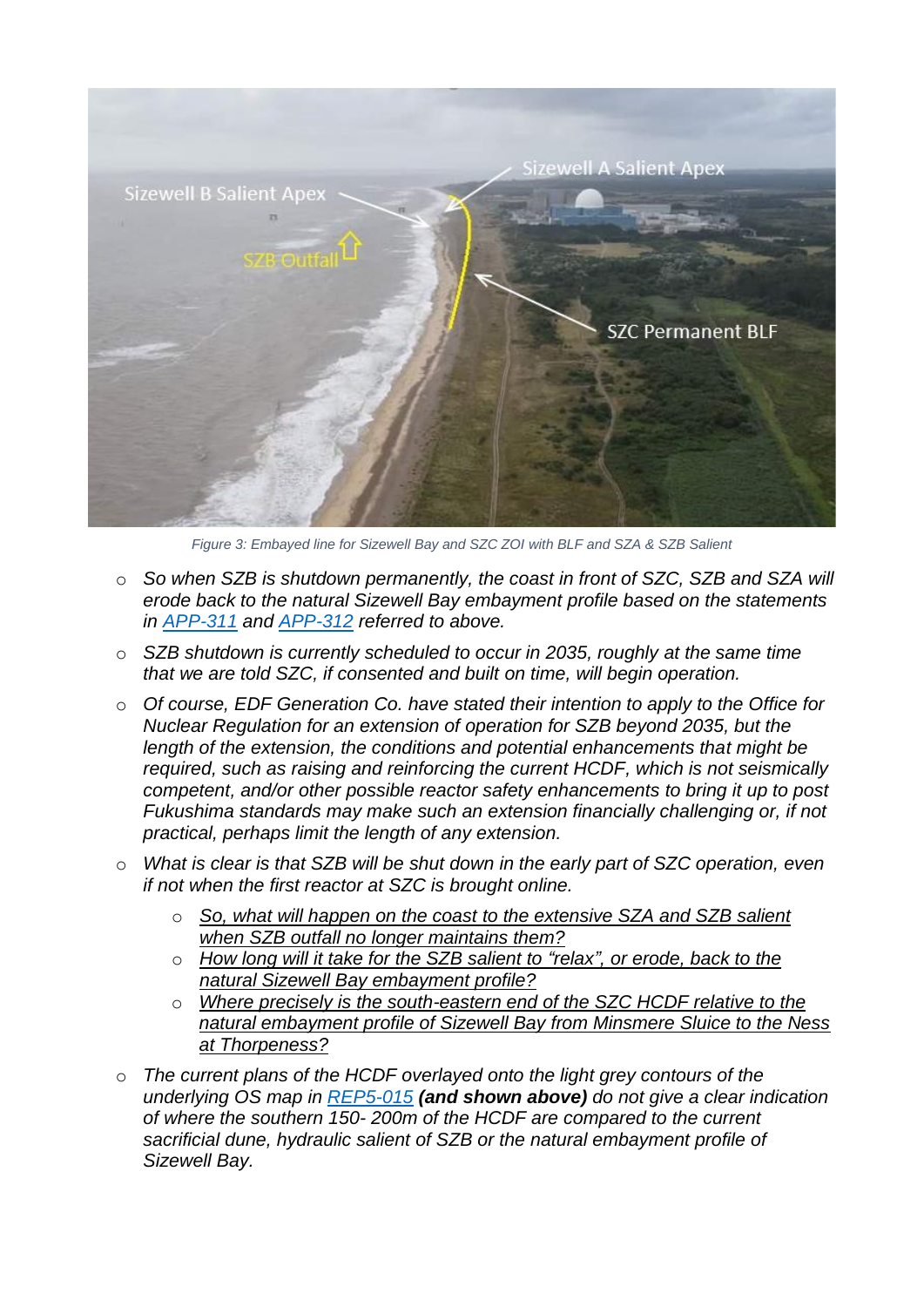*Figure 3: Embayed line for Sizewell Bay and SZC ZOI with BLF and SZA & SZB Salient*

- *So when SZB is shutdown permanently, the coast in front of SZC, SZB and SZA will erode back to the natural Sizewell Bay embayment profile based on the statements in [APP-311](APP-311) and [APP-312](APP-312) referred to above.*
- *SZB shutdown is currently scheduled to occur in 2035, roughly at the same time that we are told SZC, if consented and built on time, will begin operation.*
- *Of course, EDF Generation Co. have stated their intention to apply to the Office for Nuclear Regulation for an extension of operation for SZB beyond 2035, but the length of the extension, the conditions and potential enhancements that might be required, such as raising and reinforcing the current HCDF, which is not seismically competent, and/or other possible reactor safety enhancements to bring it up to post Fukushima standards may make such an extension financially challenging or, if not practical, perhaps limit the length of any extension.*
- *What is clear is that SZB will be shut down in the early part of SZC operation, even if not when the first reactor at SZC is brought online.*
    - <u>*So, what will happen on the coast to the extensive SZA and SZB salient when SZB outfall no longer maintains them?*</u>
    - <u>*How long will it take for the SZB salient to "relax", or erode, back to the natural Sizewell Bay embayment profile?*</u>
    - <u>*Where precisely is the south-eastern end of the SZC HCDF relative to the natural embayment profile of Sizewell Bay from Minsmere Sluice to the Ness at Thorpeness?*</u>
- *The current plans of the HCDF overlayed onto the light grey contours of the underlying OS map in [REP5-015](REP5-015)* ***(and shown above)*** *do not give a clear indication of where the southern 150- 200m of the HCDF are compared to the current sacrificial dune, hydraulic salient of SZB or the natural embayment profile of Sizewell Bay.*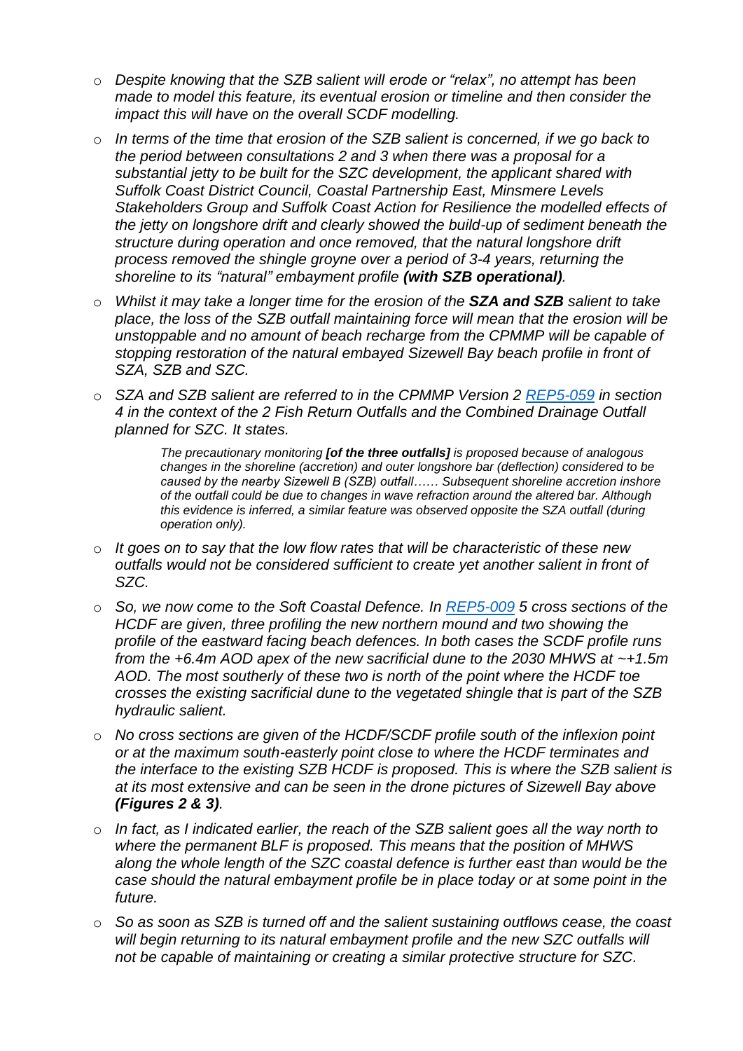- *Despite knowing that the SZB salient will erode or "relax", no attempt has been made to model this feature, its eventual erosion or timeline and then consider the impact this will have on the overall SCDF modelling.*
- *In terms of the time that erosion of the SZB salient is concerned, if we go back to the period between consultations 2 and 3 when there was a proposal for a substantial jetty to be built for the SZC development, the applicant shared with Suffolk Coast District Council, Coastal Partnership East, Minsmere Levels Stakeholders Group and Suffolk Coast Action for Resilience the modelled effects of the jetty on longshore drift and clearly showed the build-up of sediment beneath the structure during operation and once removed, that the natural longshore drift process removed the shingle groyne over a period of 3-4 years, returning the shoreline to its "natural" embayment profile* ***(with SZB operational)****.*
- *Whilst it may take a longer time for the erosion of the* ***SZA and SZB*** *salient to take place, the loss of the SZB outfall maintaining force will mean that the erosion will be unstoppable and no amount of beach recharge from the CPMMP will be capable of stopping restoration of the natural embayed Sizewell Bay beach profile in front of SZA, SZB and SZC.*
- *SZA and SZB salient are referred to in the CPMMP Version 2 REP5-059 in section 4 in the context of the 2 Fish Return Outfalls and the Combined Drainage Outfall planned for SZC. It states.*

  > *The precautionary monitoring* ***[of the three outfalls]*** *is proposed because of analogous changes in the shoreline (accretion) and outer longshore bar (deflection) considered to be caused by the nearby Sizewell B (SZB) outfall…… Subsequent shoreline accretion inshore of the outfall could be due to changes in wave refraction around the altered bar. Although this evidence is inferred, a similar feature was observed opposite the SZA outfall (during operation only).*

- *It goes on to say that the low flow rates that will be characteristic of these new outfalls would not be considered sufficient to create yet another salient in front of SZC.*
- *So, we now come to the Soft Coastal Defence. In REP5-009 5 cross sections of the HCDF are given, three profiling the new northern mound and two showing the profile of the eastward facing beach defences. In both cases the SCDF profile runs from the +6.4m AOD apex of the new sacrificial dune to the 2030 MHWS at ~+1.5m AOD. The most southerly of these two is north of the point where the HCDF toe crosses the existing sacrificial dune to the vegetated shingle that is part of the SZB hydraulic salient.*
- *No cross sections are given of the HCDF/SCDF profile south of the inflexion point or at the maximum south-easterly point close to where the HCDF terminates and the interface to the existing SZB HCDF is proposed. This is where the SZB salient is at its most extensive and can be seen in the drone pictures of Sizewell Bay above* ***(Figures 2 & 3)****.*
- *In fact, as I indicated earlier, the reach of the SZB salient goes all the way north to where the permanent BLF is proposed. This means that the position of MHWS along the whole length of the SZC coastal defence is further east than would be the case should the natural embayment profile be in place today or at some point in the future.*
- *So as soon as SZB is turned off and the salient sustaining outflows cease, the coast will begin returning to its natural embayment profile and the new SZC outfalls will not be capable of maintaining or creating a similar protective structure for SZC.*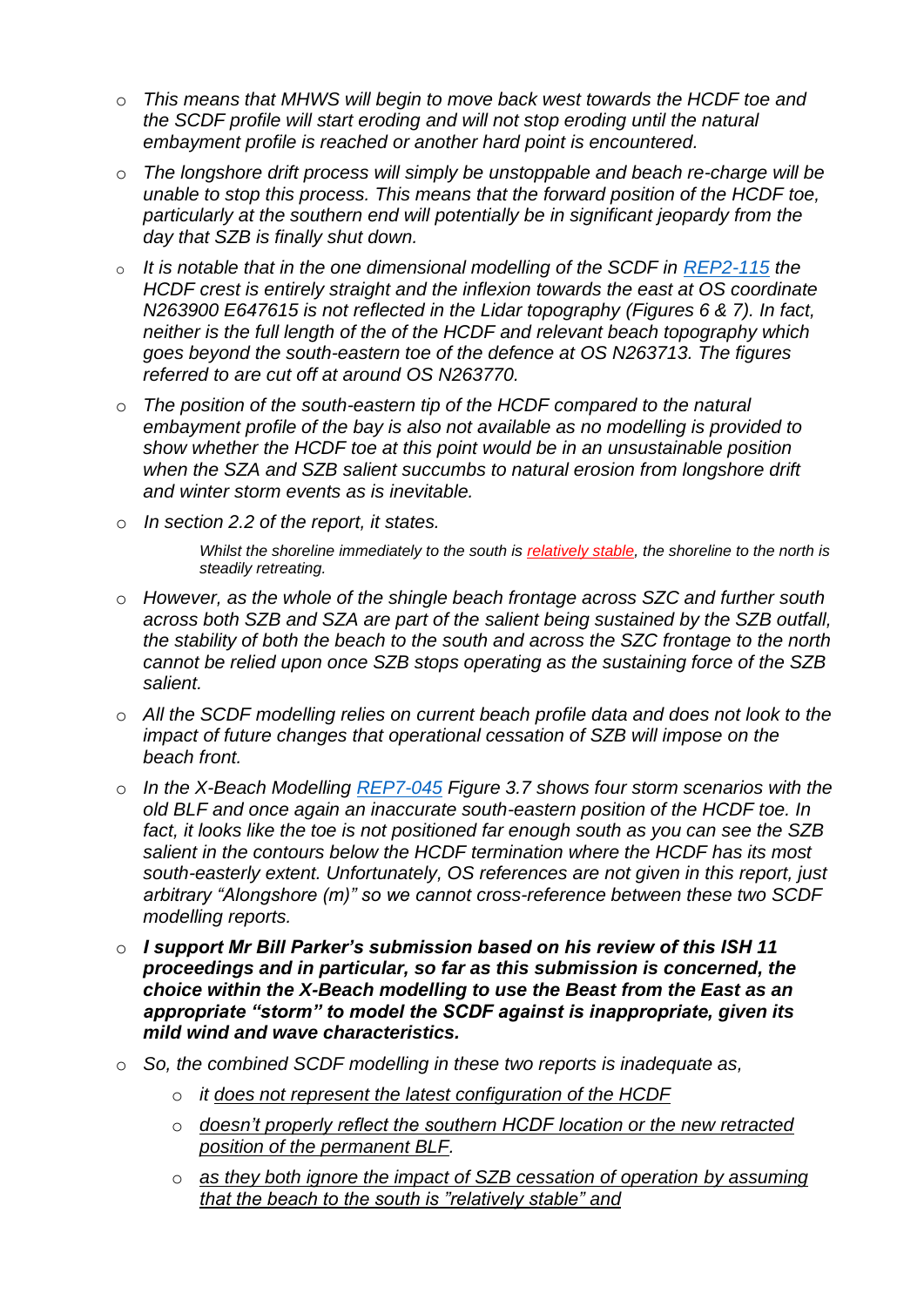- *This means that MHWS will begin to move back west towards the HCDF toe and the SCDF profile will start eroding and will not stop eroding until the natural embayment profile is reached or another hard point is encountered.*
- *The longshore drift process will simply be unstoppable and beach re-charge will be unable to stop this process. This means that the forward position of the HCDF toe, particularly at the southern end will potentially be in significant jeopardy from the day that SZB is finally shut down.*
- *It is notable that in the one dimensional modelling of the SCDF in [REP2-115]() the HCDF crest is entirely straight and the inflexion towards the east at OS coordinate N263900 E647615 is not reflected in the Lidar topography (Figures 6 & 7). In fact, neither is the full length of the of the HCDF and relevant beach topography which goes beyond the south-eastern toe of the defence at OS N263713. The figures referred to are cut off at around OS N263770.*
- *The position of the south-eastern tip of the HCDF compared to the natural embayment profile of the bay is also not available as no modelling is provided to show whether the HCDF toe at this point would be in an unsustainable position when the SZA and SZB salient succumbs to natural erosion from longshore drift and winter storm events as is inevitable.*
- *In section 2.2 of the report, it states.*

  > *Whilst the shoreline immediately to the south is relatively stable, the shoreline to the north is steadily retreating.*

- *However, as the whole of the shingle beach frontage across SZC and further south across both SZB and SZA are part of the salient being sustained by the SZB outfall, the stability of both the beach to the south and across the SZC frontage to the north cannot be relied upon once SZB stops operating as the sustaining force of the SZB salient.*
- *All the SCDF modelling relies on current beach profile data and does not look to the impact of future changes that operational cessation of SZB will impose on the beach front.*
- *In the X-Beach Modelling [REP7-045]() Figure 3.7 shows four storm scenarios with the old BLF and once again an inaccurate south-eastern position of the HCDF toe. In fact, it looks like the toe is not positioned far enough south as you can see the SZB salient in the contours below the HCDF termination where the HCDF has its most south-easterly extent. Unfortunately, OS references are not given in this report, just arbitrary "Alongshore (m)" so we cannot cross-reference between these two SCDF modelling reports.*
- ***I support Mr Bill Parker's submission based on his review of this ISH 11 proceedings and in particular, so far as this submission is concerned, the choice within the X-Beach modelling to use the Beast from the East as an appropriate "storm" to model the SCDF against is inappropriate, given its mild wind and wave characteristics.***
- *So, the combined SCDF modelling in these two reports is inadequate as,*
  - *it does not represent the latest configuration of the HCDF*
  - *doesn't properly reflect the southern HCDF location or the new retracted position of the permanent BLF.*
  - *as they both ignore the impact of SZB cessation of operation by assuming that the beach to the south is "relatively stable" and*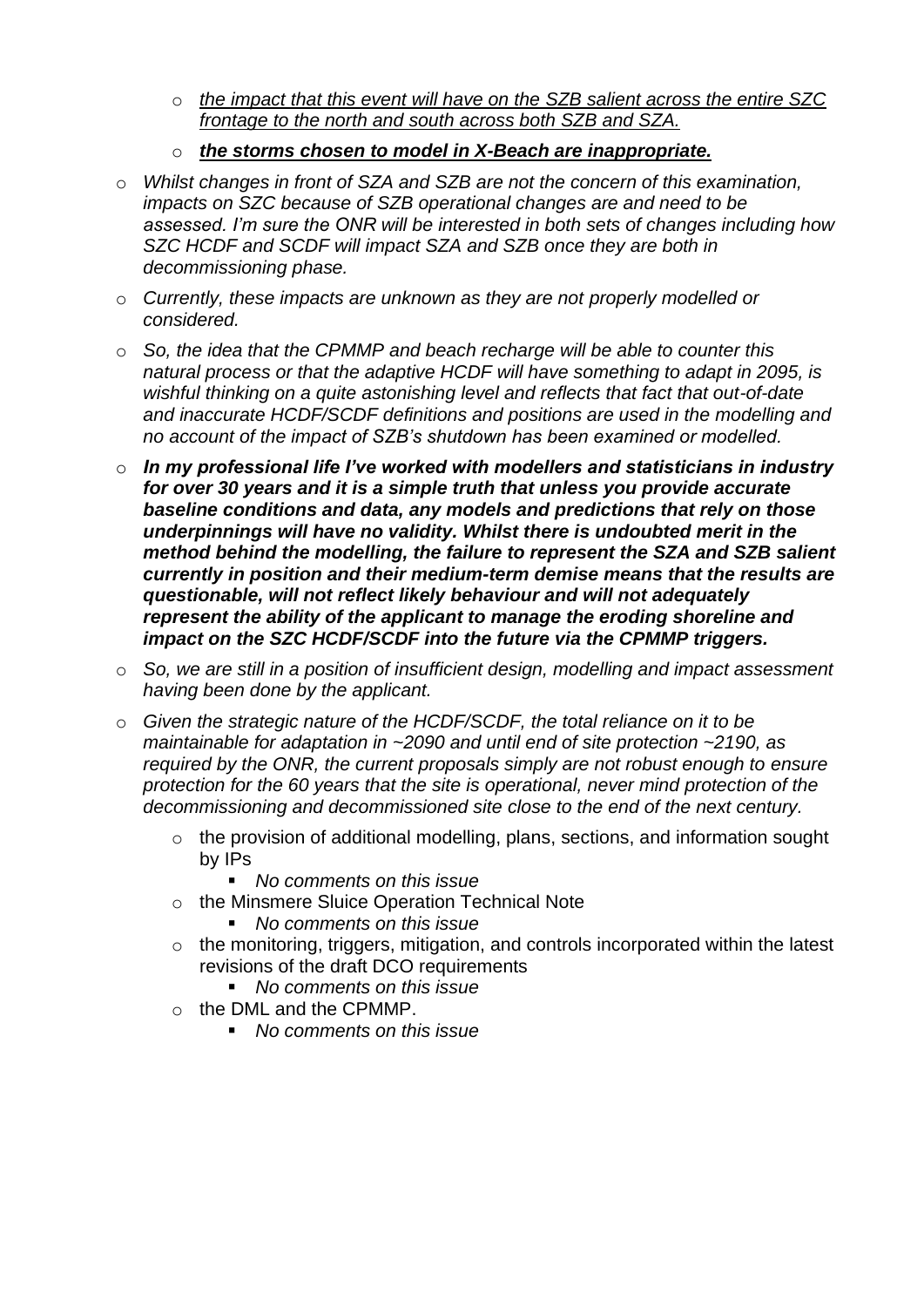- <u>*the impact that this event will have on the SZB salient across the entire SZC frontage to the north and south across both SZB and SZA.*</u>
- <u>***the storms chosen to model in X-Beach are inappropriate.***</u>

- *Whilst changes in front of SZA and SZB are not the concern of this examination, impacts on SZC because of SZB operational changes are and need to be assessed. I'm sure the ONR will be interested in both sets of changes including how SZC HCDF and SCDF will impact SZA and SZB once they are both in decommissioning phase.*
- *Currently, these impacts are unknown as they are not properly modelled or considered.*
- *So, the idea that the CPMMP and beach recharge will be able to counter this natural process or that the adaptive HCDF will have something to adapt in 2095, is wishful thinking on a quite astonishing level and reflects that fact that out-of-date and inaccurate HCDF/SCDF definitions and positions are used in the modelling and no account of the impact of SZB's shutdown has been examined or modelled.*
- ***In my professional life I've worked with modellers and statisticians in industry for over 30 years and it is a simple truth that unless you provide accurate baseline conditions and data, any models and predictions that rely on those underpinnings will have no validity. Whilst there is undoubted merit in the method behind the modelling, the failure to represent the SZA and SZB salient currently in position and their medium-term demise means that the results are questionable, will not reflect likely behaviour and will not adequately represent the ability of the applicant to manage the eroding shoreline and impact on the SZC HCDF/SCDF into the future via the CPMMP triggers.***
- *So, we are still in a position of insufficient design, modelling and impact assessment having been done by the applicant.*
- *Given the strategic nature of the HCDF/SCDF, the total reliance on it to be maintainable for adaptation in ~2090 and until end of site protection ~2190, as required by the ONR, the current proposals simply are not robust enough to ensure protection for the 60 years that the site is operational, never mind protection of the decommissioning and decommissioned site close to the end of the next century.*
  - the provision of additional modelling, plans, sections, and information sought by IPs
    - *No comments on this issue*
  - the Minsmere Sluice Operation Technical Note
    - *No comments on this issue*
  - the monitoring, triggers, mitigation, and controls incorporated within the latest revisions of the draft DCO requirements
    - *No comments on this issue*
  - the DML and the CPMMP.
    - *No comments on this issue*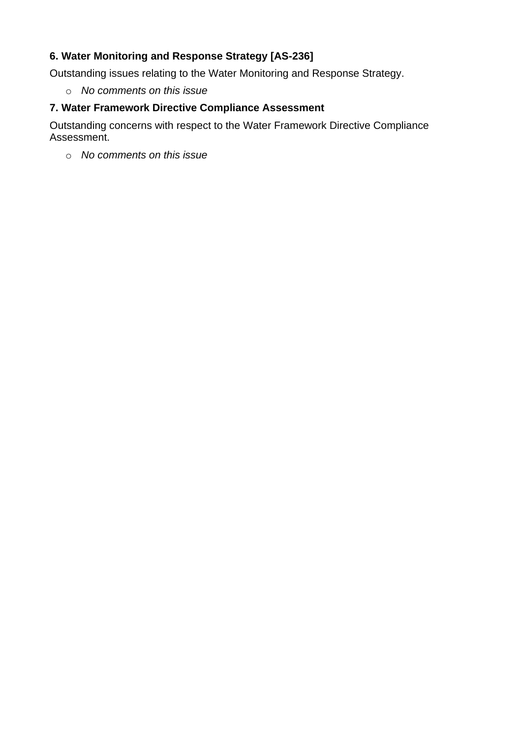### 6. Water Monitoring and Response Strategy [AS-236]

Outstanding issues relating to the Water Monitoring and Response Strategy.

- *No comments on this issue*

### 7. Water Framework Directive Compliance Assessment

Outstanding concerns with respect to the Water Framework Directive Compliance Assessment.

- *No comments on this issue*